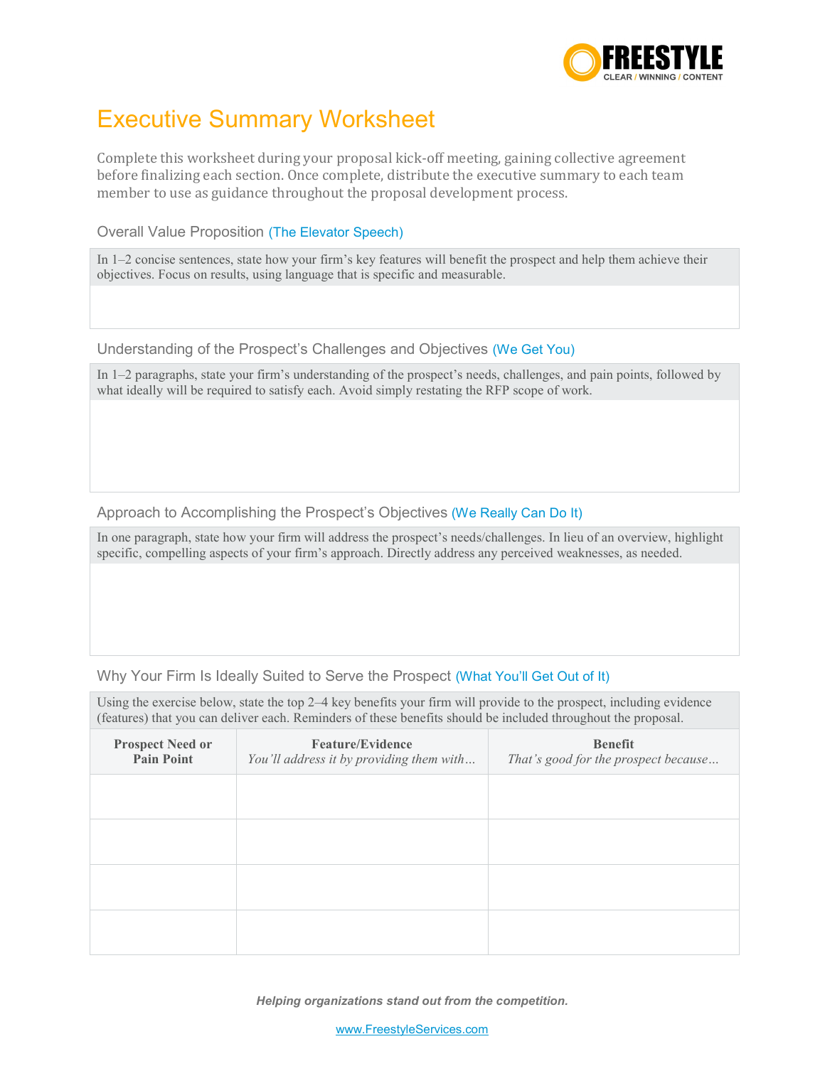FREESTYLE
CLEAR / WINNING / CONTENT

# Executive Summary Worksheet

Complete this worksheet during your proposal kick-off meeting, gaining collective agreement before finalizing each section. Once complete, distribute the executive summary to each team member to use as guidance throughout the proposal development process.

## Overall Value Proposition (The Elevator Speech)

In 1–2 concise sentences, state how your firm's key features will benefit the prospect and help them achieve their objectives. Focus on results, using language that is specific and measurable.

## Understanding of the Prospect's Challenges and Objectives (We Get You)

In 1–2 paragraphs, state your firm's understanding of the prospect's needs, challenges, and pain points, followed by what ideally will be required to satisfy each. Avoid simply restating the RFP scope of work.

## Approach to Accomplishing the Prospect's Objectives (We Really Can Do It)

In one paragraph, state how your firm will address the prospect's needs/challenges. In lieu of an overview, highlight specific, compelling aspects of your firm's approach. Directly address any perceived weaknesses, as needed.

## Why Your Firm Is Ideally Suited to Serve the Prospect (What You'll Get Out of It)

Using the exercise below, state the top 2–4 key benefits your firm will provide to the prospect, including evidence (features) that you can deliver each. Reminders of these benefits should be included throughout the proposal.

| **Prospect Need or Pain Point** | **Feature/Evidence** *You'll address it by providing them with…* | **Benefit** *That's good for the prospect because…* |
|---|---|---|
| | | |
| | | |
| | | |
| | | |

***Helping organizations stand out from the competition.***

www.FreestyleServices.com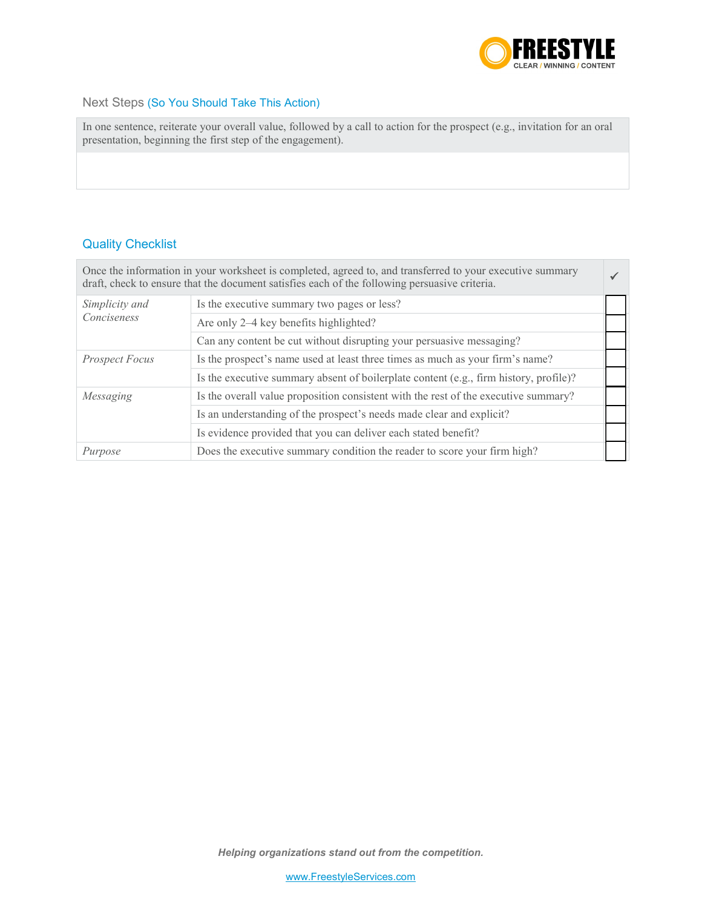## Next Steps (So You Should Take This Action)

| |
|---|
| In one sentence, reiterate your overall value, followed by a call to action for the prospect (e.g., invitation for an oral presentation, beginning the first step of the engagement). |
| |

## Quality Checklist

| Once the information in your worksheet is completed, agreed to, and transferred to your executive summary draft, check to ensure that the document satisfies each of the following persuasive criteria. | | ✓ |
|---|---|---|
| *Simplicity and Conciseness* | Is the executive summary two pages or less? | |
| | Are only 2–4 key benefits highlighted? | |
| | Can any content be cut without disrupting your persuasive messaging? | |
| *Prospect Focus* | Is the prospect's name used at least three times as much as your firm's name? | |
| | Is the executive summary absent of boilerplate content (e.g., firm history, profile)? | |
| *Messaging* | Is the overall value proposition consistent with the rest of the executive summary? | |
| | Is an understanding of the prospect's needs made clear and explicit? | |
| | Is evidence provided that you can deliver each stated benefit? | |
| *Purpose* | Does the executive summary condition the reader to score your firm high? | |